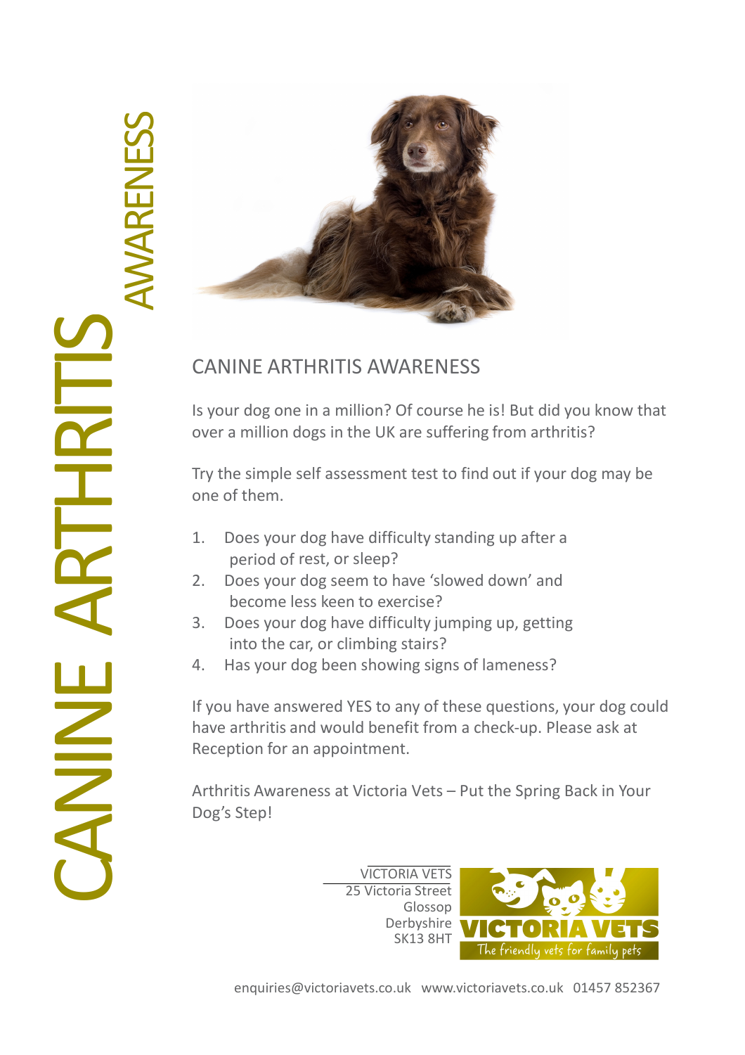# CANINE ARTHRITIS AWARENESS

## CANINE ARTHRITIS AWARENESS

Is your dog one in a million? Of course he is! But did you know that over a million dogs in the UK are suffering from arthritis?

Try the simple self assessment test to find out if your dog may be one of them.

1. Does your dog have difficulty standing up after a period of rest, or sleep?
2. Does your dog seem to have 'slowed down' and become less keen to exercise?
3. Does your dog have difficulty jumping up, getting into the car, or climbing stairs?
4. Has your dog been showing signs of lameness?

If you have answered YES to any of these questions, your dog could have arthritis and would benefit from a check-up. Please ask at Reception for an appointment.

Arthritis Awareness at Victoria Vets – Put the Spring Back in Your Dog's Step!

VICTORIA VETS
25 Victoria Street
Glossop
Derbyshire
SK13 8HT

VICTORIA VETS
The friendly vets for family pets

enquiries@victoriavets.co.uk www.victoriavets.co.uk 01457 852367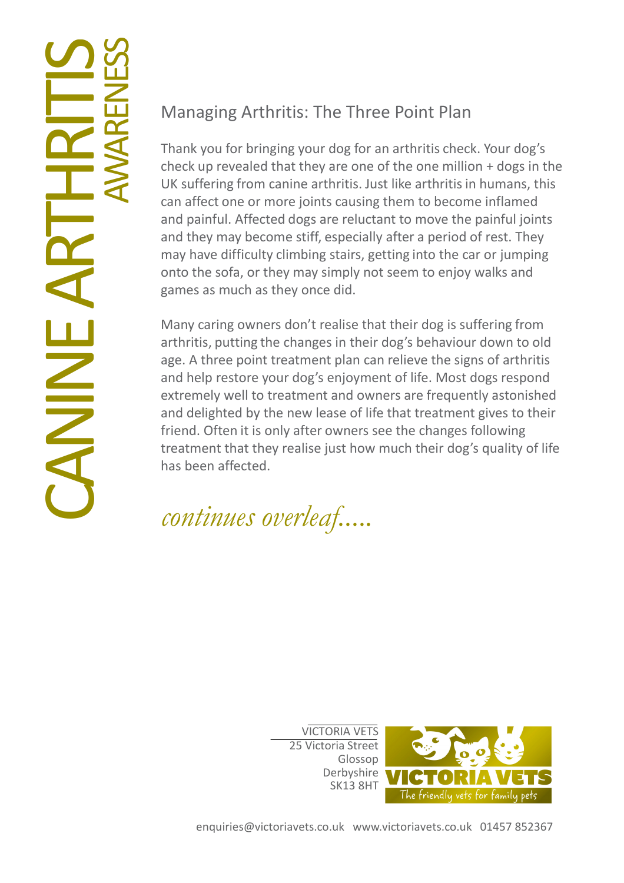# CANINE ARTHRITIS AWARENESS

## Managing Arthritis: The Three Point Plan

Thank you for bringing your dog for an arthritis check. Your dog's check up revealed that they are one of the one million + dogs in the UK suffering from canine arthritis. Just like arthritis in humans, this can affect one or more joints causing them to become inflamed and painful. Affected dogs are reluctant to move the painful joints and they may become stiff, especially after a period of rest. They may have difficulty climbing stairs, getting into the car or jumping onto the sofa, or they may simply not seem to enjoy walks and games as much as they once did.

Many caring owners don't realise that their dog is suffering from arthritis, putting the changes in their dog's behaviour down to old age. A three point treatment plan can relieve the signs of arthritis and help restore your dog's enjoyment of life. Most dogs respond extremely well to treatment and owners are frequently astonished and delighted by the new lease of life that treatment gives to their friend. Often it is only after owners see the changes following treatment that they realise just how much their dog's quality of life has been affected.

*continues overleaf.....*

VICTORIA VETS
25 Victoria Street
Glossop
Derbyshire
SK13 8HT

VICTORIA VETS
The friendly vets for family pets

enquiries@victoriavets.co.uk www.victoriavets.co.uk 01457 852367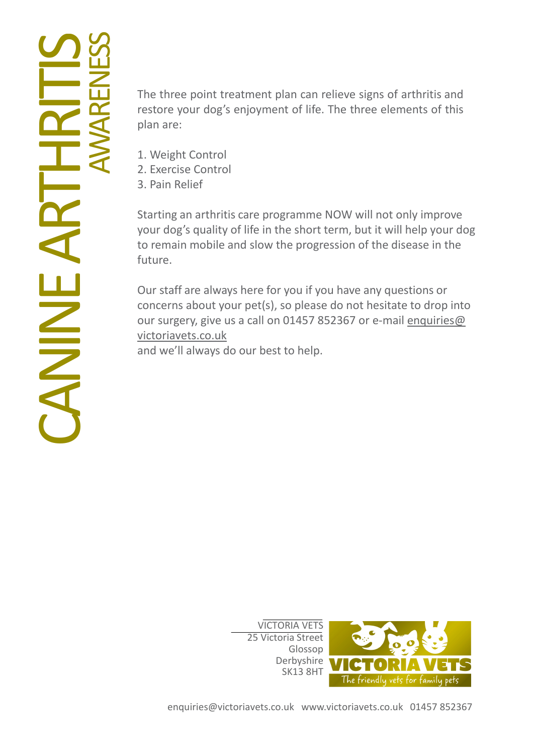# CANINE ARTHRITIS AWARENESS

The three point treatment plan can relieve signs of arthritis and restore your dog's enjoyment of life. The three elements of this plan are:

1. Weight Control
2. Exercise Control
3. Pain Relief

Starting an arthritis care programme NOW will not only improve your dog's quality of life in the short term, but it will help your dog to remain mobile and slow the progression of the disease in the future.

Our staff are always here for you if you have any questions or concerns about your pet(s), so please do not hesitate to drop into our surgery, give us a call on 01457 852367 or e-mail enquiries@victoriavets.co.uk
and we'll always do our best to help.

VICTORIA VETS
25 Victoria Street
Glossop
Derbyshire
SK13 8HT

VICTORIA VETS
The friendly vets for family pets

enquiries@victoriavets.co.uk www.victoriavets.co.uk 01457 852367